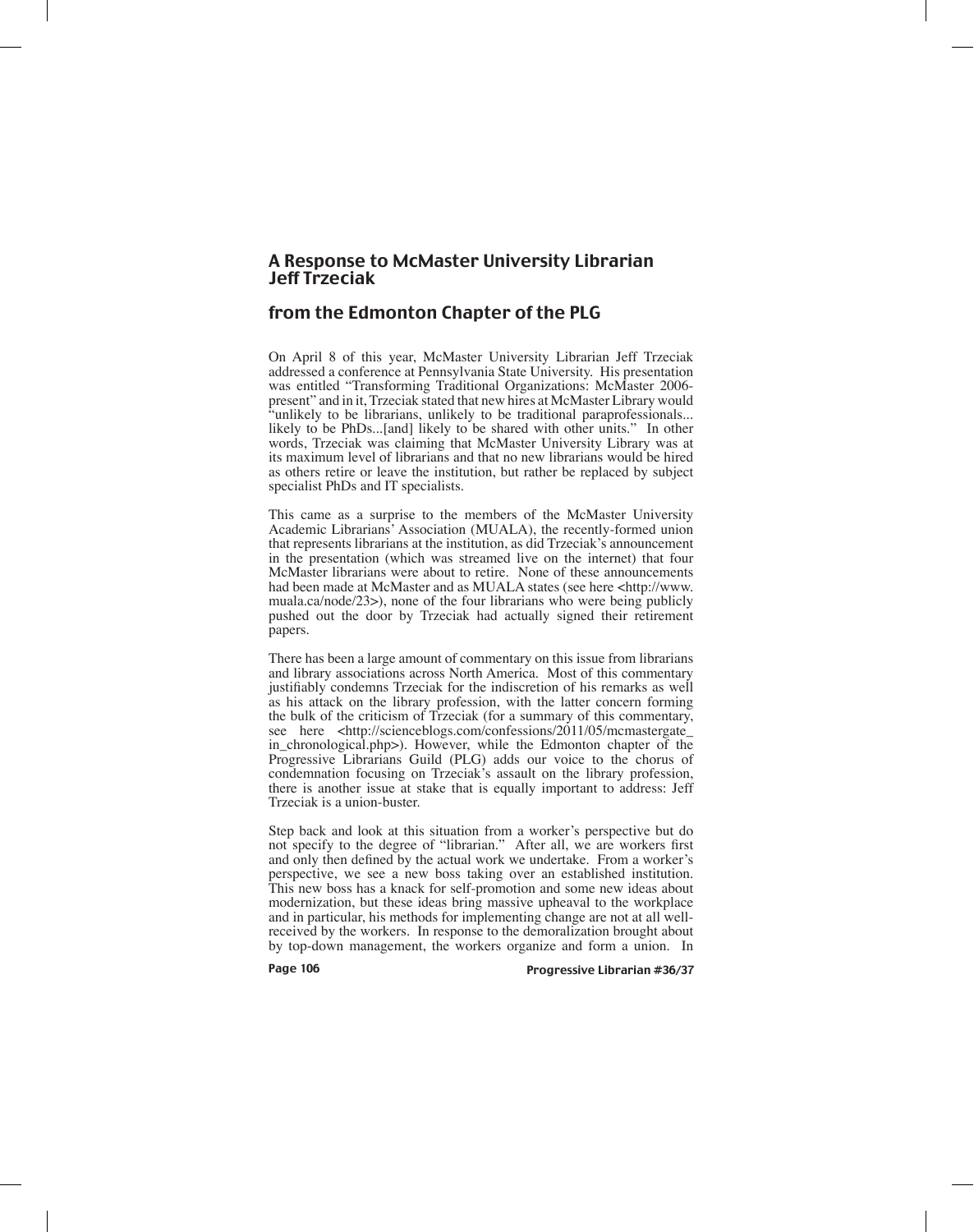# A Response to McMaster University Librarian Jeff Trzeciak

## from the Edmonton Chapter of the PLG

On April 8 of this year, McMaster University Librarian Jeff Trzeciak addressed a conference at Pennsylvania State University. His presentation was entitled "Transforming Traditional Organizations: McMaster 2006-present" and in it, Trzeciak stated that new hires at McMaster Library would "unlikely to be librarians, unlikely to be traditional paraprofessionals... likely to be PhDs...[and] likely to be shared with other units." In other words, Trzeciak was claiming that McMaster University Library was at its maximum level of librarians and that no new librarians would be hired as others retire or leave the institution, but rather be replaced by subject specialist PhDs and IT specialists.

This came as a surprise to the members of the McMaster University Academic Librarians' Association (MUALA), the recently-formed union that represents librarians at the institution, as did Trzeciak's announcement in the presentation (which was streamed live on the internet) that four McMaster librarians were about to retire. None of these announcements had been made at McMaster and as MUALA states (see here <http://www.muala.ca/node/23>), none of the four librarians who were being publicly pushed out the door by Trzeciak had actually signed their retirement papers.

There has been a large amount of commentary on this issue from librarians and library associations across North America. Most of this commentary justifiably condemns Trzeciak for the indiscretion of his remarks as well as his attack on the library profession, with the latter concern forming the bulk of the criticism of Trzeciak (for a summary of this commentary, see here <http://scienceblogs.com/confessions/2011/05/mcmastergate_in_chronological.php>). However, while the Edmonton chapter of the Progressive Librarians Guild (PLG) adds our voice to the chorus of condemnation focusing on Trzeciak's assault on the library profession, there is another issue at stake that is equally important to address: Jeff Trzeciak is a union-buster.

Step back and look at this situation from a worker's perspective but do not specify to the degree of "librarian." After all, we are workers first and only then defined by the actual work we undertake. From a worker's perspective, we see a new boss taking over an established institution. This new boss has a knack for self-promotion and some new ideas about modernization, but these ideas bring massive upheaval to the workplace and in particular, his methods for implementing change are not at all well-received by the workers. In response to the demoralization brought about by top-down management, the workers organize and form a union. In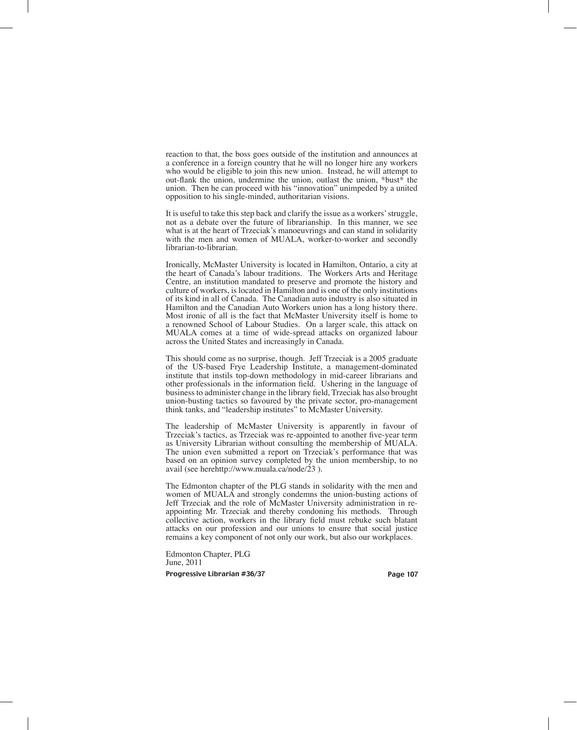reaction to that, the boss goes outside of the institution and announces at a conference in a foreign country that he will no longer hire any workers who would be eligible to join this new union. Instead, he will attempt to out-flank the union, undermine the union, outlast the union, *bust* the union. Then he can proceed with his "innovation" unimpeded by a united opposition to his single-minded, authoritarian visions.

It is useful to take this step back and clarify the issue as a workers' struggle, not as a debate over the future of librarianship. In this manner, we see what is at the heart of Trzeciak's manoeuvrings and can stand in solidarity with the men and women of MUALA, worker-to-worker and secondly librarian-to-librarian.

Ironically, McMaster University is located in Hamilton, Ontario, a city at the heart of Canada's labour traditions. The Workers Arts and Heritage Centre, an institution mandated to preserve and promote the history and culture of workers, is located in Hamilton and is one of the only institutions of its kind in all of Canada. The Canadian auto industry is also situated in Hamilton and the Canadian Auto Workers union has a long history there. Most ironic of all is the fact that McMaster University itself is home to a renowned School of Labour Studies. On a larger scale, this attack on MUALA comes at a time of wide-spread attacks on organized labour across the United States and increasingly in Canada.

This should come as no surprise, though. Jeff Trzeciak is a 2005 graduate of the US-based Frye Leadership Institute, a management-dominated institute that instils top-down methodology in mid-career librarians and other professionals in the information field. Ushering in the language of business to administer change in the library field, Trzeciak has also brought union-busting tactics so favoured by the private sector, pro-management think tanks, and "leadership institutes" to McMaster University.

The leadership of McMaster University is apparently in favour of Trzeciak's tactics, as Trzeciak was re-appointed to another five-year term as University Librarian without consulting the membership of MUALA. The union even submitted a report on Trzeciak's performance that was based on an opinion survey completed by the union membership, to no avail (see herehttp://www.muala.ca/node/23 ).

The Edmonton chapter of the PLG stands in solidarity with the men and women of MUALA and strongly condemns the union-busting actions of Jeff Trzeciak and the role of McMaster University administration in re-appointing Mr. Trzeciak and thereby condoning his methods. Through collective action, workers in the library field must rebuke such blatant attacks on our profession and our unions to ensure that social justice remains a key component of not only our work, but also our workplaces.

Edmonton Chapter, PLG  
June, 2011